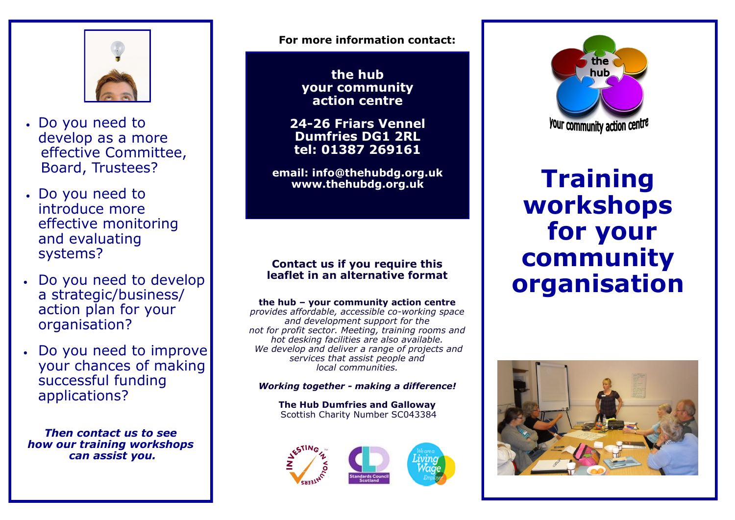- Do you need to develop as a more effective Committee, Board, Trustees?
- Do you need to introduce more effective monitoring and evaluating systems?
- Do you need to develop a strategic/business/ action plan for your organisation?
- Do you need to improve your chances of making successful funding applications?

***Then contact us to see how our training workshops can assist you.***

**For more information contact:**

**the hub**
**your community action centre**

**24-26 Friars Vennel**
**Dumfries DG1 2RL**
**tel: 01387 269161**

**email: info@thehubdg.org.uk**
**www.thehubdg.org.uk**

**Contact us if you require this leaflet in an alternative format**

**the hub – your community action centre**
*provides affordable, accessible co-working space and development support for the not for profit sector. Meeting, training rooms and hot desking facilities are also available. We develop and deliver a range of projects and services that assist people and local communities.*

***Working together - making a difference!***

**The Hub Dumfries and Galloway**
Scottish Charity Number SC043384

the hub
your community action centre

# Training workshops for your community organisation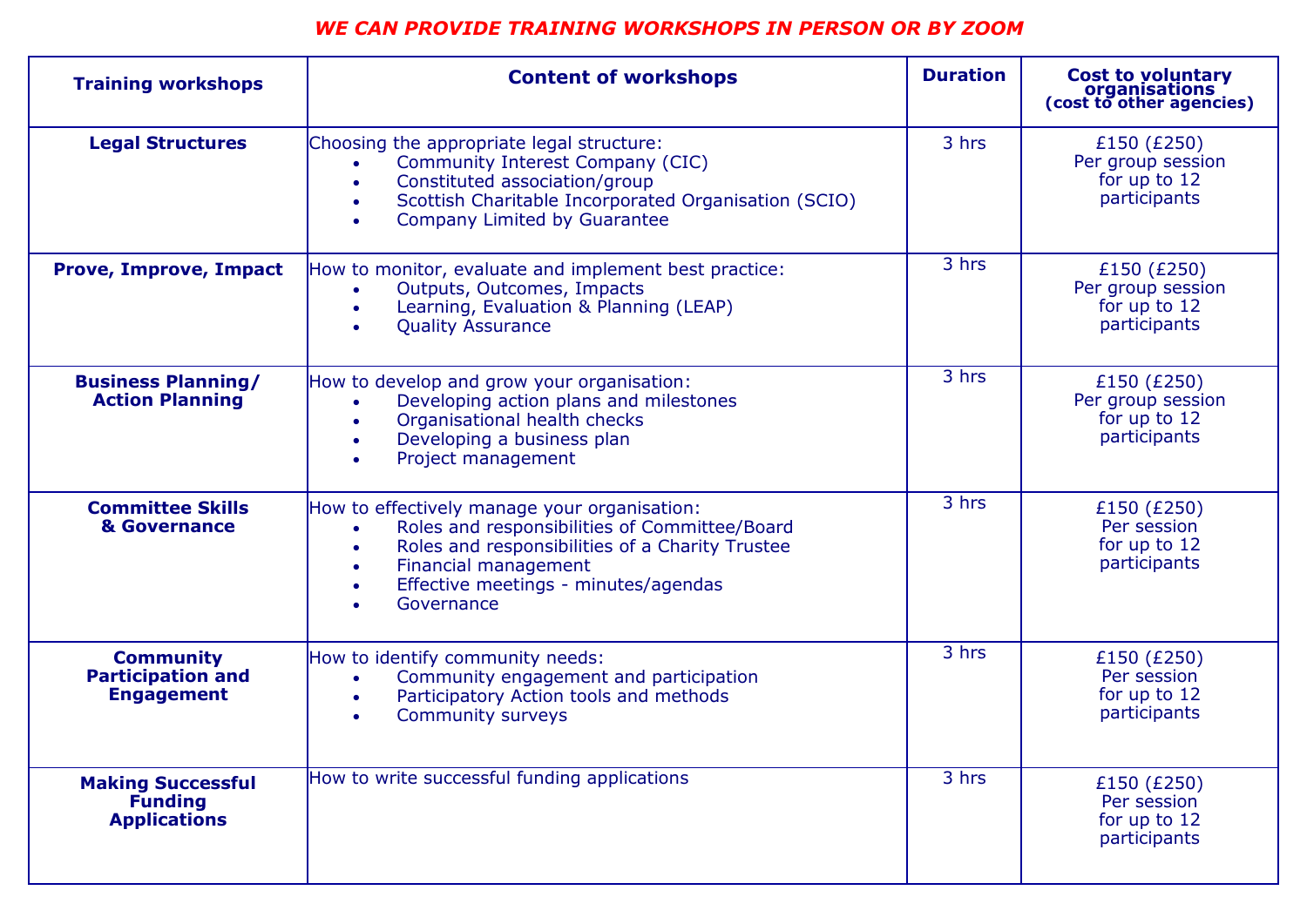***WE CAN PROVIDE TRAINING WORKSHOPS IN PERSON OR BY ZOOM***

| Training workshops | Content of workshops | Duration | Cost to voluntary organisations (cost to other agencies) |
|---|---|---|---|
| **Legal Structures** | Choosing the appropriate legal structure:<br>• Community Interest Company (CIC)<br>• Constituted association/group<br>• Scottish Charitable Incorporated Organisation (SCIO)<br>• Company Limited by Guarantee | 3 hrs | £150 (£250) Per group session for up to 12 participants |
| **Prove, Improve, Impact** | How to monitor, evaluate and implement best practice:<br>• Outputs, Outcomes, Impacts<br>• Learning, Evaluation & Planning (LEAP)<br>• Quality Assurance | 3 hrs | £150 (£250) Per group session for up to 12 participants |
| **Business Planning/ Action Planning** | How to develop and grow your organisation:<br>• Developing action plans and milestones<br>• Organisational health checks<br>• Developing a business plan<br>• Project management | 3 hrs | £150 (£250) Per group session for up to 12 participants |
| **Committee Skills & Governance** | How to effectively manage your organisation:<br>• Roles and responsibilities of Committee/Board<br>• Roles and responsibilities of a Charity Trustee<br>• Financial management<br>• Effective meetings - minutes/agendas<br>• Governance | 3 hrs | £150 (£250) Per session for up to 12 participants |
| **Community Participation and Engagement** | How to identify community needs:<br>• Community engagement and participation<br>• Participatory Action tools and methods<br>• Community surveys | 3 hrs | £150 (£250) Per session for up to 12 participants |
| **Making Successful Funding Applications** | How to write successful funding applications | 3 hrs | £150 (£250) Per session for up to 12 participants |